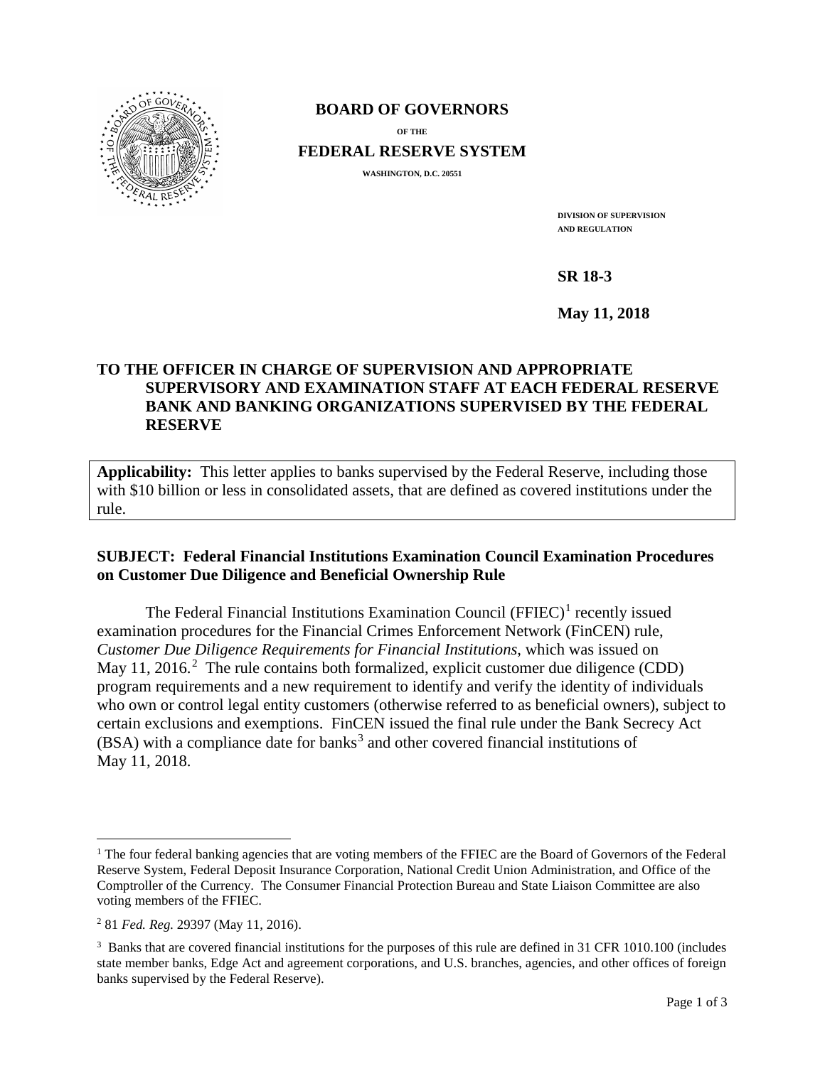**BOARD OF GOVERNORS**

OF THE

**FEDERAL RESERVE SYSTEM**

WASHINGTON, D.C. 20551

DIVISION OF SUPERVISION AND REGULATION

**SR 18-3**

**May 11, 2018**

**TO THE OFFICER IN CHARGE OF SUPERVISION AND APPROPRIATE SUPERVISORY AND EXAMINATION STAFF AT EACH FEDERAL RESERVE BANK AND BANKING ORGANIZATIONS SUPERVISED BY THE FEDERAL RESERVE**

**Applicability:** This letter applies to banks supervised by the Federal Reserve, including those with $10 billion or less in consolidated assets, that are defined as covered institutions under the rule.

**SUBJECT: Federal Financial Institutions Examination Council Examination Procedures on Customer Due Diligence and Beneficial Ownership Rule**

The Federal Financial Institutions Examination Council (FFIEC)[1] recently issued examination procedures for the Financial Crimes Enforcement Network (FinCEN) rule, *Customer Due Diligence Requirements for Financial Institutions*, which was issued on May 11, 2016.[2] The rule contains both formalized, explicit customer due diligence (CDD) program requirements and a new requirement to identify and verify the identity of individuals who own or control legal entity customers (otherwise referred to as beneficial owners), subject to certain exclusions and exemptions. FinCEN issued the final rule under the Bank Secrecy Act (BSA) with a compliance date for banks[3] and other covered financial institutions of May 11, 2018.

---

[1] The four federal banking agencies that are voting members of the FFIEC are the Board of Governors of the Federal Reserve System, Federal Deposit Insurance Corporation, National Credit Union Administration, and Office of the Comptroller of the Currency. The Consumer Financial Protection Bureau and State Liaison Committee are also voting members of the FFIEC.

[2] 81 *Fed. Reg.* 29397 (May 11, 2016).

[3] Banks that are covered financial institutions for the purposes of this rule are defined in 31 CFR 1010.100 (includes state member banks, Edge Act and agreement corporations, and U.S. branches, agencies, and other offices of foreign banks supervised by the Federal Reserve).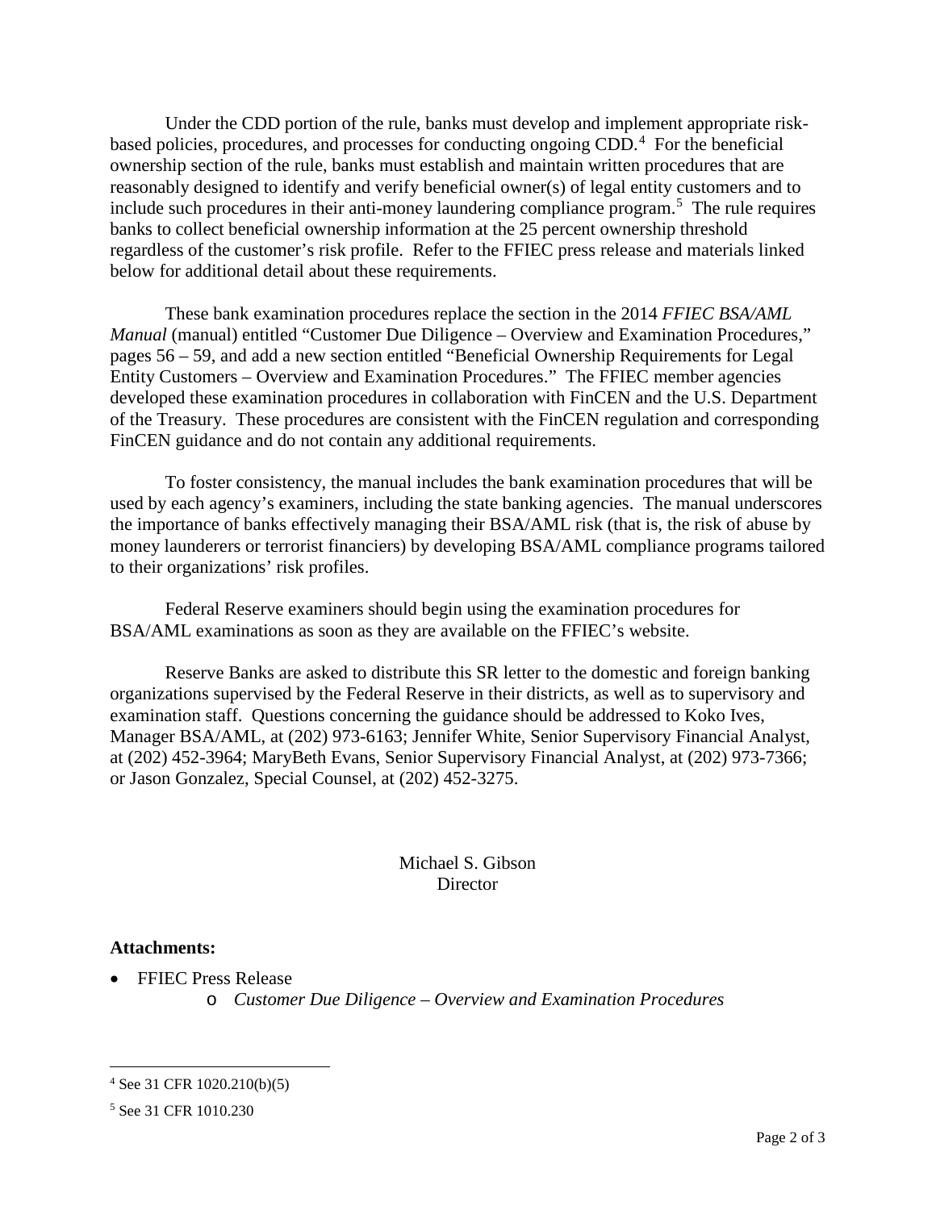Under the CDD portion of the rule, banks must develop and implement appropriate risk-based policies, procedures, and processes for conducting ongoing CDD.[4] For the beneficial ownership section of the rule, banks must establish and maintain written procedures that are reasonably designed to identify and verify beneficial owner(s) of legal entity customers and to include such procedures in their anti-money laundering compliance program.[5] The rule requires banks to collect beneficial ownership information at the 25 percent ownership threshold regardless of the customer's risk profile. Refer to the FFIEC press release and materials linked below for additional detail about these requirements.

These bank examination procedures replace the section in the 2014 *FFIEC BSA/AML Manual* (manual) entitled "Customer Due Diligence – Overview and Examination Procedures," pages 56 – 59, and add a new section entitled "Beneficial Ownership Requirements for Legal Entity Customers – Overview and Examination Procedures." The FFIEC member agencies developed these examination procedures in collaboration with FinCEN and the U.S. Department of the Treasury. These procedures are consistent with the FinCEN regulation and corresponding FinCEN guidance and do not contain any additional requirements.

To foster consistency, the manual includes the bank examination procedures that will be used by each agency's examiners, including the state banking agencies. The manual underscores the importance of banks effectively managing their BSA/AML risk (that is, the risk of abuse by money launderers or terrorist financiers) by developing BSA/AML compliance programs tailored to their organizations' risk profiles.

Federal Reserve examiners should begin using the examination procedures for BSA/AML examinations as soon as they are available on the FFIEC's website.

Reserve Banks are asked to distribute this SR letter to the domestic and foreign banking organizations supervised by the Federal Reserve in their districts, as well as to supervisory and examination staff. Questions concerning the guidance should be addressed to Koko Ives, Manager BSA/AML, at (202) 973-6163; Jennifer White, Senior Supervisory Financial Analyst, at (202) 452-3964; MaryBeth Evans, Senior Supervisory Financial Analyst, at (202) 973-7366; or Jason Gonzalez, Special Counsel, at (202) 452-3275.

Michael S. Gibson
Director

**Attachments:**

- FFIEC Press Release
  - *Customer Due Diligence – Overview and Examination Procedures*

---

[4] See 31 CFR 1020.210(b)(5)

[5] See 31 CFR 1010.230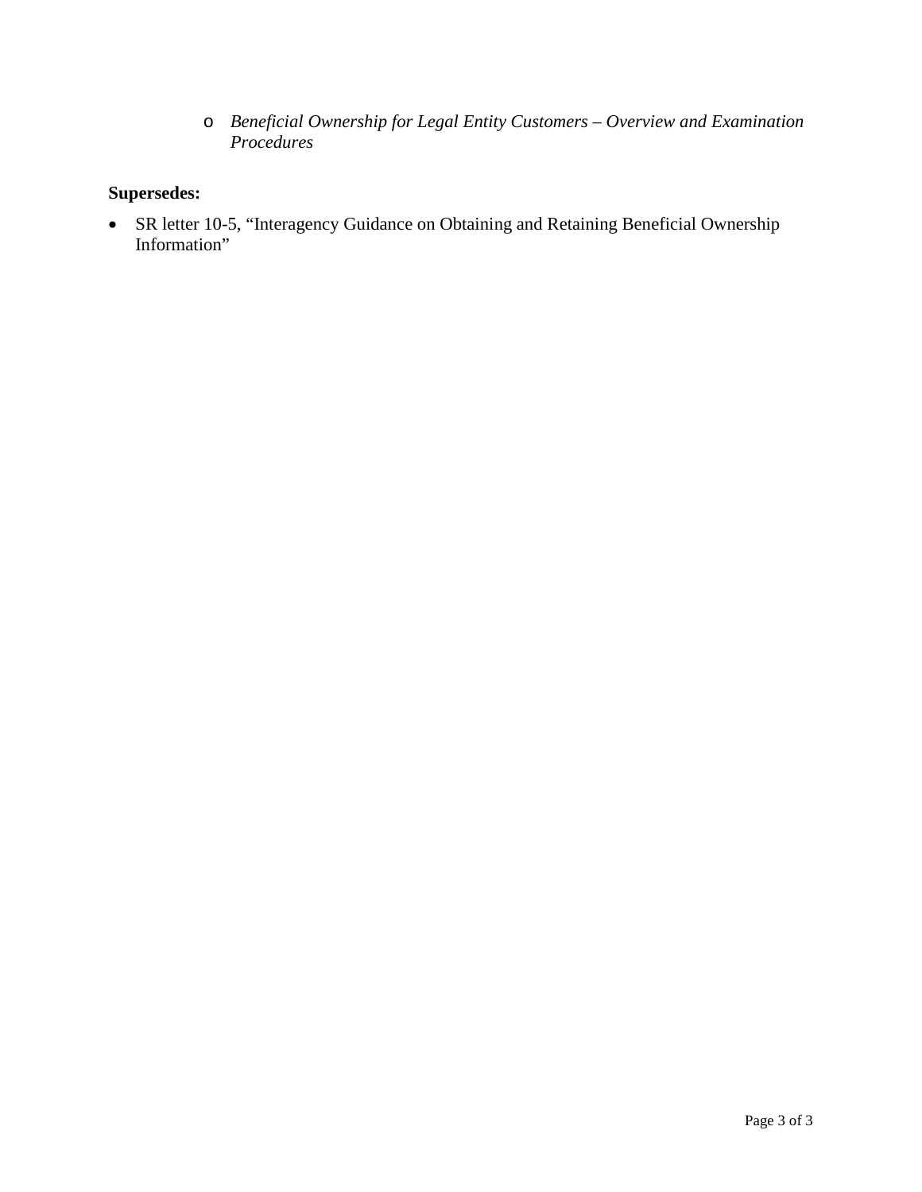- *Beneficial Ownership for Legal Entity Customers – Overview and Examination Procedures*

**Supersedes:**

- SR letter 10-5, "Interagency Guidance on Obtaining and Retaining Beneficial Ownership Information"